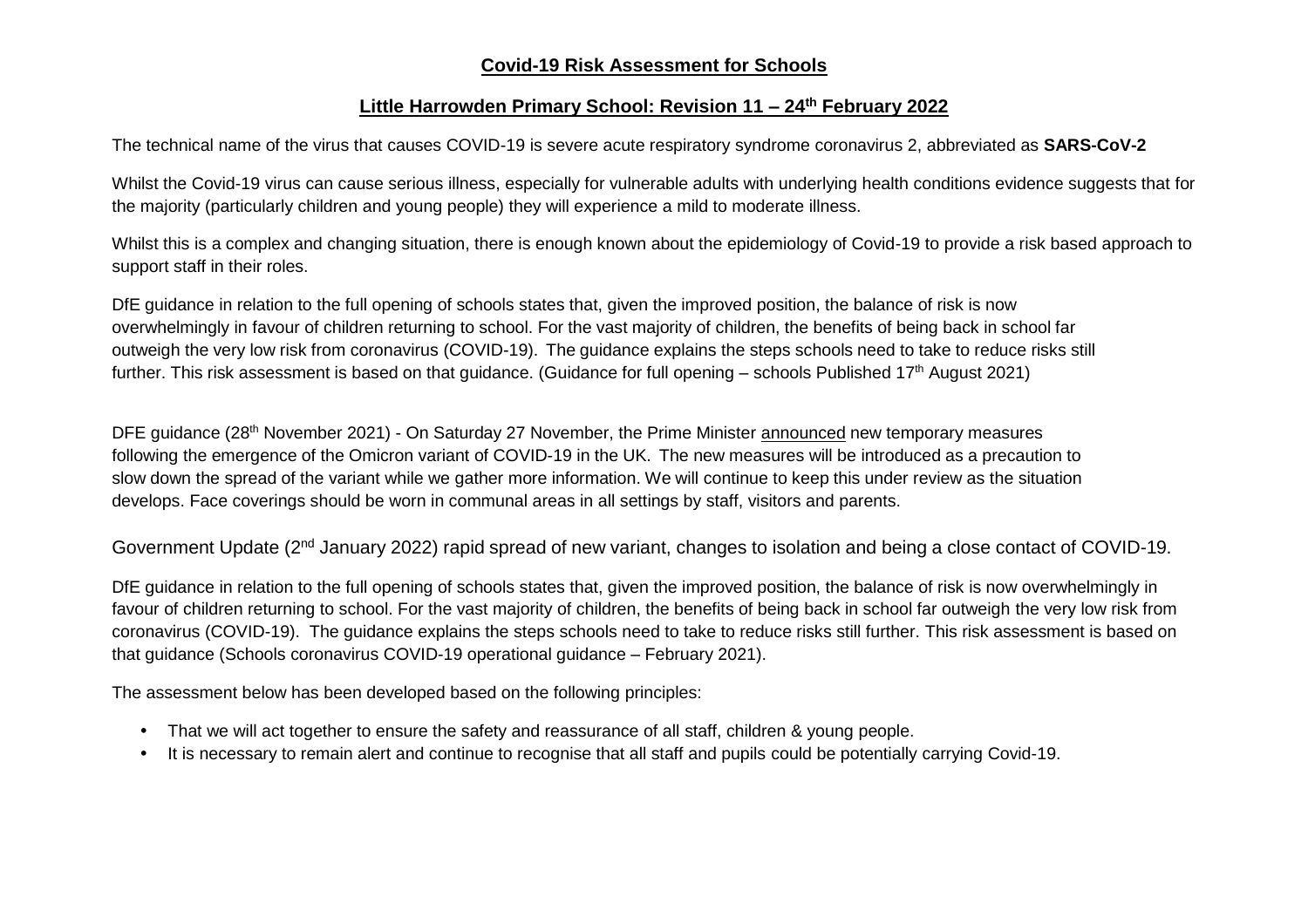# Covid-19 Risk Assessment for Schools

## Little Harrowden Primary School: Revision 11 – 24th February 2022

The technical name of the virus that causes COVID-19 is severe acute respiratory syndrome coronavirus 2, abbreviated as **SARS-CoV-2**

Whilst the Covid-19 virus can cause serious illness, especially for vulnerable adults with underlying health conditions evidence suggests that for the majority (particularly children and young people) they will experience a mild to moderate illness.

Whilst this is a complex and changing situation, there is enough known about the epidemiology of Covid-19 to provide a risk based approach to support staff in their roles.

DfE guidance in relation to the full opening of schools states that, given the improved position, the balance of risk is now overwhelmingly in favour of children returning to school. For the vast majority of children, the benefits of being back in school far outweigh the very low risk from coronavirus (COVID-19). The guidance explains the steps schools need to take to reduce risks still further. This risk assessment is based on that guidance. (Guidance for full opening – schools Published 17th August 2021)

DFE guidance (28th November 2021) - On Saturday 27 November, the Prime Minister announced new temporary measures following the emergence of the Omicron variant of COVID-19 in the UK. The new measures will be introduced as a precaution to slow down the spread of the variant while we gather more information. We will continue to keep this under review as the situation develops. Face coverings should be worn in communal areas in all settings by staff, visitors and parents.

Government Update (2nd January 2022) rapid spread of new variant, changes to isolation and being a close contact of COVID-19.

DfE guidance in relation to the full opening of schools states that, given the improved position, the balance of risk is now overwhelmingly in favour of children returning to school. For the vast majority of children, the benefits of being back in school far outweigh the very low risk from coronavirus (COVID-19). The guidance explains the steps schools need to take to reduce risks still further. This risk assessment is based on that guidance (Schools coronavirus COVID-19 operational guidance – February 2021).

The assessment below has been developed based on the following principles:

- That we will act together to ensure the safety and reassurance of all staff, children & young people.
- It is necessary to remain alert and continue to recognise that all staff and pupils could be potentially carrying Covid-19.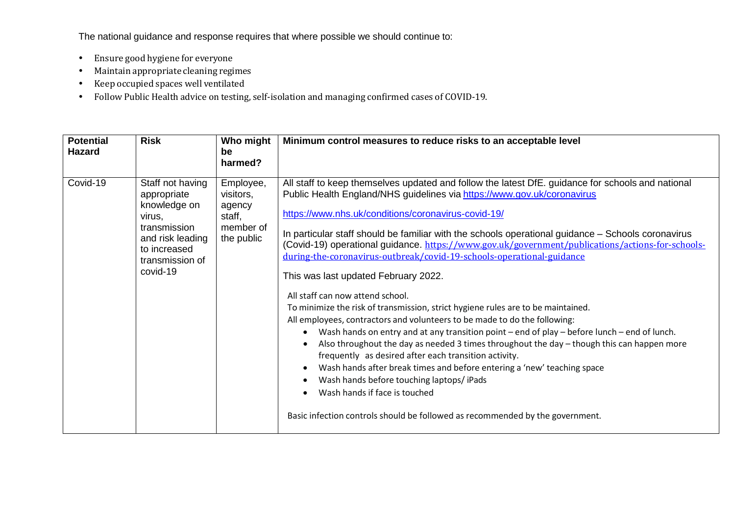The national guidance and response requires that where possible we should continue to:

- Ensure good hygiene for everyone
- Maintain appropriate cleaning regimes
- Keep occupied spaces well ventilated
- Follow Public Health advice on testing, self-isolation and managing confirmed cases of COVID-19.

| Potential Hazard | Risk | Who might be harmed? | Minimum control measures to reduce risks to an acceptable level |
|---|---|---|---|
| Covid-19 | Staff not having appropriate knowledge on virus, transmission and risk leading to increased transmission of covid-19 | Employee, visitors, agency staff, member of the public | All staff to keep themselves updated and follow the latest DfE. guidance for schools and national Public Health England/NHS guidelines via https://www.gov.uk/coronavirus<br><br>https://www.nhs.uk/conditions/coronavirus-covid-19/<br><br>In particular staff should be familiar with the schools operational guidance – Schools coronavirus (Covid-19) operational guidance. https://www.gov.uk/government/publications/actions-for-schools-during-the-coronavirus-outbreak/covid-19-schools-operational-guidance<br><br>This was last updated February 2022.<br><br>All staff can now attend school.<br>To minimize the risk of transmission, strict hygiene rules are to be maintained.<br>All employees, contractors and volunteers to be made to do the following:<br>• Wash hands on entry and at any transition point – end of play – before lunch – end of lunch.<br>• Also throughout the day as needed 3 times throughout the day – though this can happen more frequently as desired after each transition activity.<br>• Wash hands after break times and before entering a 'new' teaching space<br>• Wash hands before touching laptops/ iPads<br>• Wash hands if face is touched<br><br>Basic infection controls should be followed as recommended by the government. |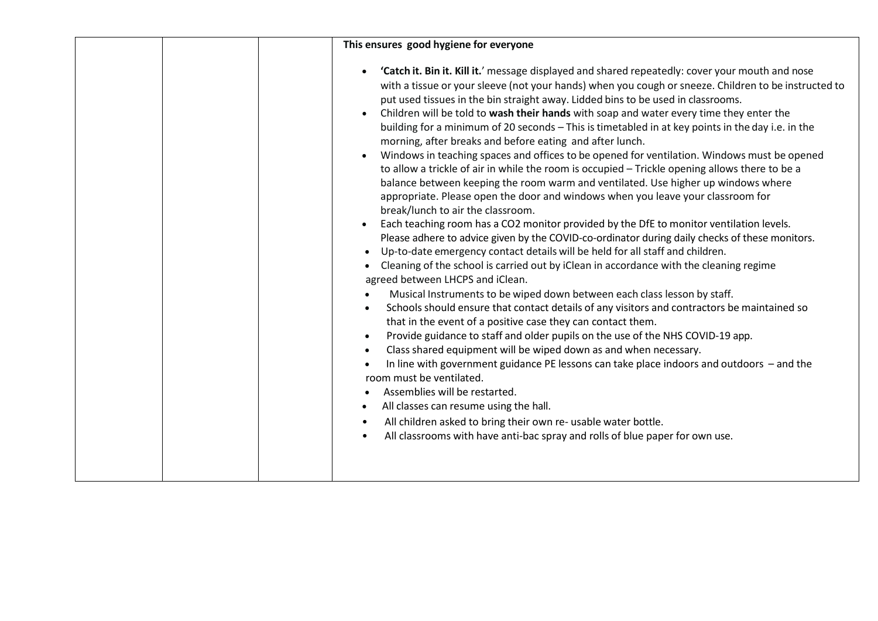| | | | **This ensures good hygiene for everyone**<br><br>• **'Catch it. Bin it. Kill it.**' message displayed and shared repeatedly: cover your mouth and nose with a tissue or your sleeve (not your hands) when you cough or sneeze. Children to be instructed to put used tissues in the bin straight away. Lidded bins to be used in classrooms.<br>• Children will be told to **wash their hands** with soap and water every time they enter the building for a minimum of 20 seconds – This is timetabled in at key points in the day i.e. in the morning, after breaks and before eating and after lunch.<br>• Windows in teaching spaces and offices to be opened for ventilation. Windows must be opened to allow a trickle of air in while the room is occupied – Trickle opening allows there to be a balance between keeping the room warm and ventilated. Use higher up windows where appropriate. Please open the door and windows when you leave your classroom for break/lunch to air the classroom.<br>• Each teaching room has a CO2 monitor provided by the DfE to monitor ventilation levels. Please adhere to advice given by the COVID-co-ordinator during daily checks of these monitors.<br>• Up-to-date emergency contact details will be held for all staff and children.<br>• Cleaning of the school is carried out by iClean in accordance with the cleaning regime agreed between LHCPS and iClean.<br>• Musical Instruments to be wiped down between each class lesson by staff.<br>• Schools should ensure that contact details of any visitors and contractors be maintained so that in the event of a positive case they can contact them.<br>• Provide guidance to staff and older pupils on the use of the NHS COVID-19 app.<br>• Class shared equipment will be wiped down as and when necessary.<br>• In line with government guidance PE lessons can take place indoors and outdoors – and the room must be ventilated.<br>• Assemblies will be restarted.<br>• All classes can resume using the hall.<br>• All children asked to bring their own re- usable water bottle.<br>• All classrooms with have anti-bac spray and rolls of blue paper for own use. |
|---|---|---|---|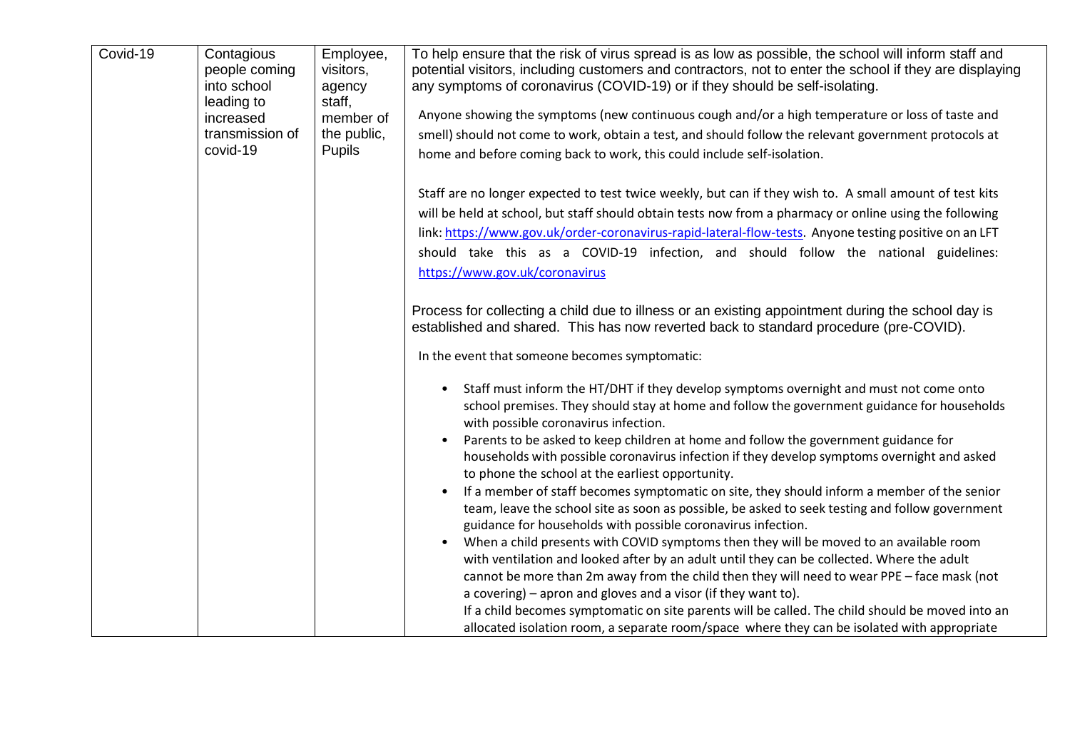| | | | |
|---|---|---|---|
| Covid-19 | Contagious people coming into school leading to increased transmission of covid-19 | Employee, visitors, agency staff, member of the public, Pupils | To help ensure that the risk of virus spread is as low as possible, the school will inform staff and potential visitors, including customers and contractors, not to enter the school if they are displaying any symptoms of coronavirus (COVID-19) or if they should be self-isolating.<br><br>Anyone showing the symptoms (new continuous cough and/or a high temperature or loss of taste and smell) should not come to work, obtain a test, and should follow the relevant government protocols at home and before coming back to work, this could include self-isolation.<br><br>Staff are no longer expected to test twice weekly, but can if they wish to. A small amount of test kits will be held at school, but staff should obtain tests now from a pharmacy or online using the following link: [https://www.gov.uk/order-coronavirus-rapid-lateral-flow-tests](https://www.gov.uk/order-coronavirus-rapid-lateral-flow-tests). Anyone testing positive on an LFT should take this as a COVID-19 infection, and should follow the national guidelines: [https://www.gov.uk/coronavirus](https://www.gov.uk/coronavirus)<br><br>Process for collecting a child due to illness or an existing appointment during the school day is established and shared. This has now reverted back to standard procedure (pre-COVID).<br><br>In the event that someone becomes symptomatic:<br><br>• Staff must inform the HT/DHT if they develop symptoms overnight and must not come onto school premises. They should stay at home and follow the government guidance for households with possible coronavirus infection.<br>• Parents to be asked to keep children at home and follow the government guidance for households with possible coronavirus infection if they develop symptoms overnight and asked to phone the school at the earliest opportunity.<br>• If a member of staff becomes symptomatic on site, they should inform a member of the senior team, leave the school site as soon as possible, be asked to seek testing and follow government guidance for households with possible coronavirus infection.<br>• When a child presents with COVID symptoms then they will be moved to an available room with ventilation and looked after by an adult until they can be collected. Where the adult cannot be more than 2m away from the child then they will need to wear PPE – face mask (not a covering) – apron and gloves and a visor (if they want to).<br>If a child becomes symptomatic on site parents will be called. The child should be moved into an allocated isolation room, a separate room/space where they can be isolated with appropriate |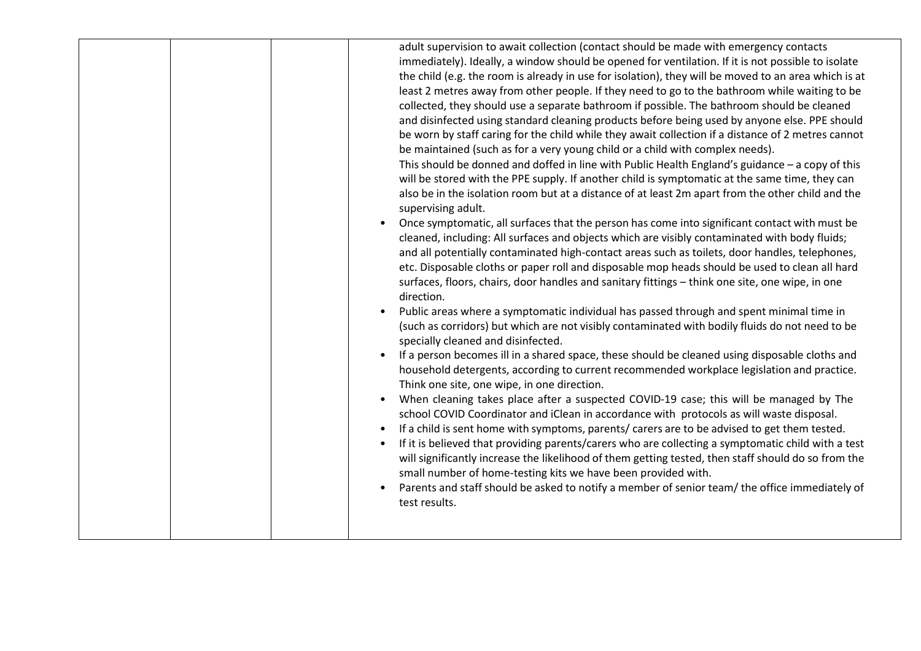| | | | |
|---|---|---|---|
| | | | adult supervision to await collection (contact should be made with emergency contacts immediately). Ideally, a window should be opened for ventilation. If it is not possible to isolate the child (e.g. the room is already in use for isolation), they will be moved to an area which is at least 2 metres away from other people. If they need to go to the bathroom while waiting to be collected, they should use a separate bathroom if possible. The bathroom should be cleaned and disinfected using standard cleaning products before being used by anyone else. PPE should be worn by staff caring for the child while they await collection if a distance of 2 metres cannot be maintained (such as for a very young child or a child with complex needs).<br>This should be donned and doffed in line with Public Health England's guidance – a copy of this will be stored with the PPE supply. If another child is symptomatic at the same time, they can also be in the isolation room but at a distance of at least 2m apart from the other child and the supervising adult.<br>• Once symptomatic, all surfaces that the person has come into significant contact with must be cleaned, including: All surfaces and objects which are visibly contaminated with body fluids; and all potentially contaminated high-contact areas such as toilets, door handles, telephones, etc. Disposable cloths or paper roll and disposable mop heads should be used to clean all hard surfaces, floors, chairs, door handles and sanitary fittings – think one site, one wipe, in one direction.<br>• Public areas where a symptomatic individual has passed through and spent minimal time in (such as corridors) but which are not visibly contaminated with bodily fluids do not need to be specially cleaned and disinfected.<br>• If a person becomes ill in a shared space, these should be cleaned using disposable cloths and household detergents, according to current recommended workplace legislation and practice. Think one site, one wipe, in one direction.<br>• When cleaning takes place after a suspected COVID-19 case; this will be managed by The school COVID Coordinator and iClean in accordance with protocols as will waste disposal.<br>• If a child is sent home with symptoms, parents/ carers are to be advised to get them tested.<br>• If it is believed that providing parents/carers who are collecting a symptomatic child with a test will significantly increase the likelihood of them getting tested, then staff should do so from the small number of home-testing kits we have been provided with.<br>• Parents and staff should be asked to notify a member of senior team/ the office immediately of test results. |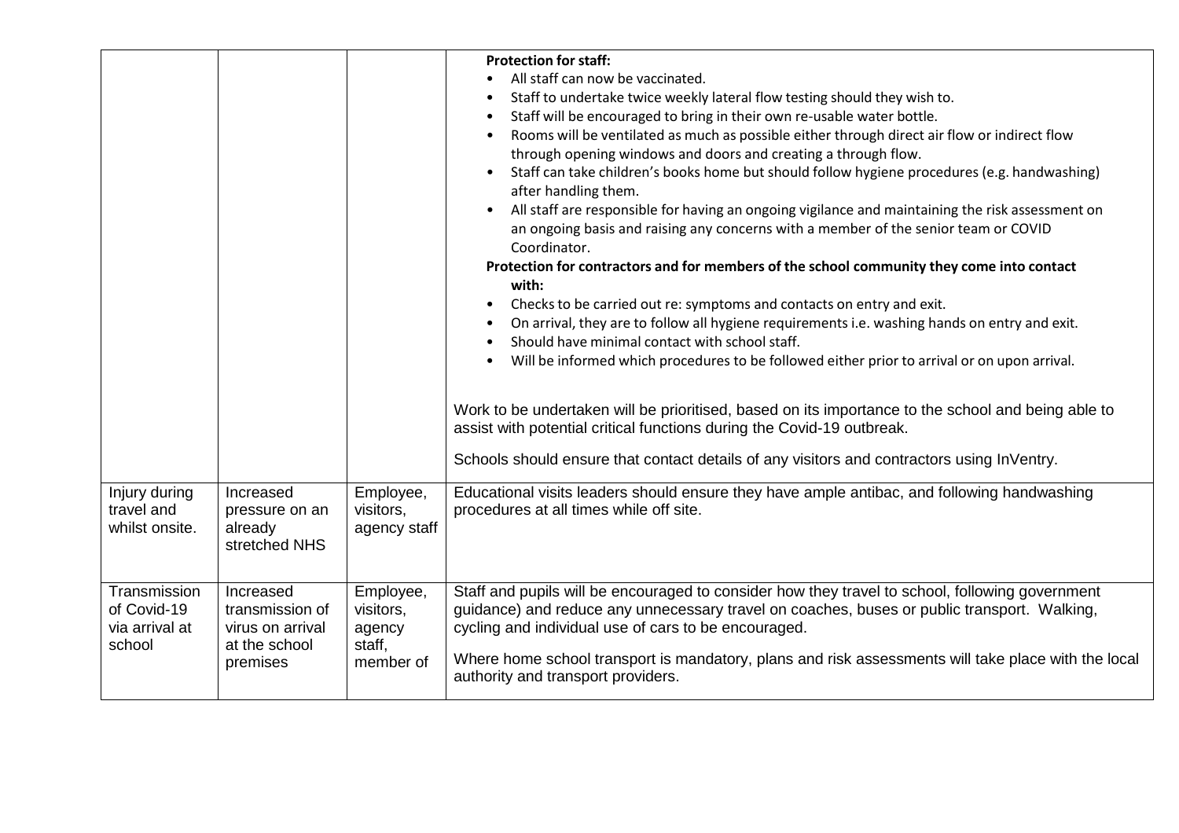| | | | |
|---|---|---|---|
| | | | **Protection for staff:**<br>• All staff can now be vaccinated.<br>• Staff to undertake twice weekly lateral flow testing should they wish to.<br>• Staff will be encouraged to bring in their own re-usable water bottle.<br>• Rooms will be ventilated as much as possible either through direct air flow or indirect flow through opening windows and doors and creating a through flow.<br>• Staff can take children's books home but should follow hygiene procedures (e.g. handwashing) after handling them.<br>• All staff are responsible for having an ongoing vigilance and maintaining the risk assessment on an ongoing basis and raising any concerns with a member of the senior team or COVID Coordinator.<br>**Protection for contractors and for members of the school community they come into contact with:**<br>• Checks to be carried out re: symptoms and contacts on entry and exit.<br>• On arrival, they are to follow all hygiene requirements i.e. washing hands on entry and exit.<br>• Should have minimal contact with school staff.<br>• Will be informed which procedures to be followed either prior to arrival or on upon arrival.<br><br>Work to be undertaken will be prioritised, based on its importance to the school and being able to assist with potential critical functions during the Covid-19 outbreak.<br><br>Schools should ensure that contact details of any visitors and contractors using InVentry. |
| Injury during travel and whilst onsite. | Increased pressure on an already stretched NHS | Employee, visitors, agency staff | Educational visits leaders should ensure they have ample antibac, and following handwashing procedures at all times while off site. |
| Transmission of Covid-19 via arrival at school | Increased transmission of virus on arrival at the school premises | Employee, visitors, agency staff, member of | Staff and pupils will be encouraged to consider how they travel to school, following government guidance) and reduce any unnecessary travel on coaches, buses or public transport. Walking, cycling and individual use of cars to be encouraged.<br><br>Where home school transport is mandatory, plans and risk assessments will take place with the local authority and transport providers. |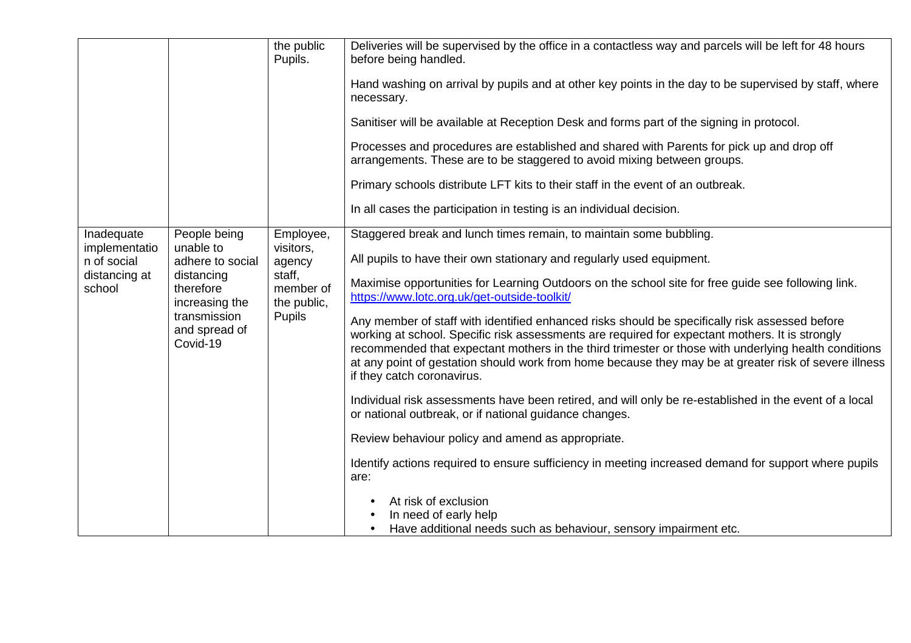| | | | |
|---|---|---|---|
| | | the public Pupils. | Deliveries will be supervised by the office in a contactless way and parcels will be left for 48 hours before being handled.<br><br>Hand washing on arrival by pupils and at other key points in the day to be supervised by staff, where necessary.<br><br>Sanitiser will be available at Reception Desk and forms part of the signing in protocol.<br><br>Processes and procedures are established and shared with Parents for pick up and drop off arrangements. These are to be staggered to avoid mixing between groups.<br><br>Primary schools distribute LFT kits to their staff in the event of an outbreak.<br><br>In all cases the participation in testing is an individual decision. |
| Inadequate implementation of social distancing at school | People being unable to adhere to social distancing therefore increasing the transmission and spread of Covid-19 | Employee, visitors, agency staff, member of the public, Pupils | Staggered break and lunch times remain, to maintain some bubbling.<br><br>All pupils to have their own stationary and regularly used equipment.<br><br>Maximise opportunities for Learning Outdoors on the school site for free guide see following link. https://www.lotc.org.uk/get-outside-toolkit/<br><br>Any member of staff with identified enhanced risks should be specifically risk assessed before working at school. Specific risk assessments are required for expectant mothers. It is strongly recommended that expectant mothers in the third trimester or those with underlying health conditions at any point of gestation should work from home because they may be at greater risk of severe illness if they catch coronavirus.<br><br>Individual risk assessments have been retired, and will only be re-established in the event of a local or national outbreak, or if national guidance changes.<br><br>Review behaviour policy and amend as appropriate.<br><br>Identify actions required to ensure sufficiency in meeting increased demand for support where pupils are:<br><br>• At risk of exclusion<br>• In need of early help<br>• Have additional needs such as behaviour, sensory impairment etc. |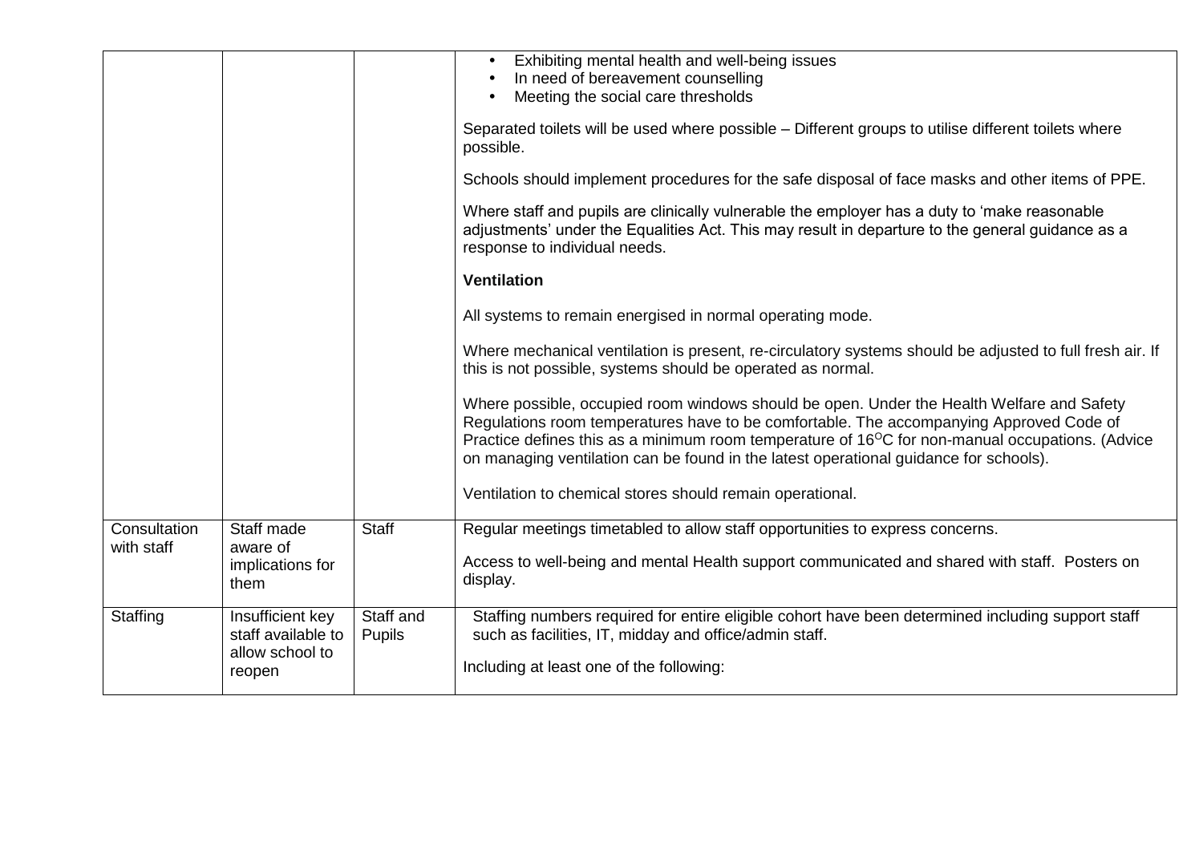| | | | |
|---|---|---|---|
| | | | • Exhibiting mental health and well-being issues<br>• In need of bereavement counselling<br>• Meeting the social care thresholds<br><br>Separated toilets will be used where possible – Different groups to utilise different toilets where possible.<br><br>Schools should implement procedures for the safe disposal of face masks and other items of PPE.<br><br>Where staff and pupils are clinically vulnerable the employer has a duty to 'make reasonable adjustments' under the Equalities Act. This may result in departure to the general guidance as a response to individual needs.<br><br>**Ventilation**<br><br>All systems to remain energised in normal operating mode.<br><br>Where mechanical ventilation is present, re-circulatory systems should be adjusted to full fresh air. If this is not possible, systems should be operated as normal.<br><br>Where possible, occupied room windows should be open. Under the Health Welfare and Safety Regulations room temperatures have to be comfortable. The accompanying Approved Code of Practice defines this as a minimum room temperature of 16$^{O}$C for non-manual occupations. (Advice on managing ventilation can be found in the latest operational guidance for schools).<br><br>Ventilation to chemical stores should remain operational. |
| Consultation with staff | Staff made aware of implications for them | Staff | Regular meetings timetabled to allow staff opportunities to express concerns.<br><br>Access to well-being and mental Health support communicated and shared with staff. Posters on display. |
| Staffing | Insufficient key staff available to allow school to reopen | Staff and Pupils | Staffing numbers required for entire eligible cohort have been determined including support staff such as facilities, IT, midday and office/admin staff.<br><br>Including at least one of the following: |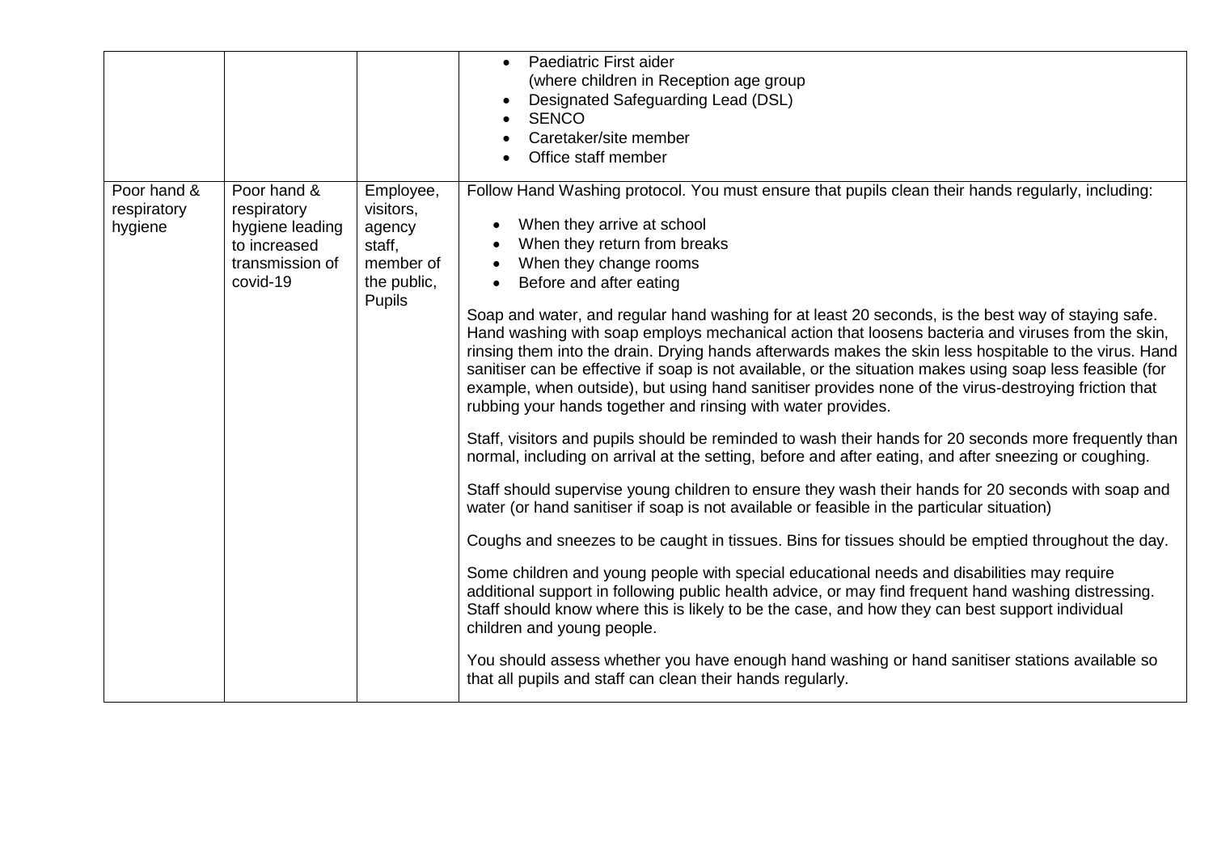| | | | |
|---|---|---|---|
| | | | • Paediatric First aider (where children in Reception age group<br>• Designated Safeguarding Lead (DSL)<br>• SENCO<br>• Caretaker/site member<br>• Office staff member |
| Poor hand & respiratory hygiene | Poor hand & respiratory hygiene leading to increased transmission of covid-19 | Employee, visitors, agency staff, member of the public, Pupils | Follow Hand Washing protocol. You must ensure that pupils clean their hands regularly, including:<br>• When they arrive at school<br>• When they return from breaks<br>• When they change rooms<br>• Before and after eating<br><br>Soap and water, and regular hand washing for at least 20 seconds, is the best way of staying safe. Hand washing with soap employs mechanical action that loosens bacteria and viruses from the skin, rinsing them into the drain. Drying hands afterwards makes the skin less hospitable to the virus. Hand sanitiser can be effective if soap is not available, or the situation makes using soap less feasible (for example, when outside), but using hand sanitiser provides none of the virus-destroying friction that rubbing your hands together and rinsing with water provides.<br><br>Staff, visitors and pupils should be reminded to wash their hands for 20 seconds more frequently than normal, including on arrival at the setting, before and after eating, and after sneezing or coughing.<br><br>Staff should supervise young children to ensure they wash their hands for 20 seconds with soap and water (or hand sanitiser if soap is not available or feasible in the particular situation)<br><br>Coughs and sneezes to be caught in tissues. Bins for tissues should be emptied throughout the day.<br><br>Some children and young people with special educational needs and disabilities may require additional support in following public health advice, or may find frequent hand washing distressing. Staff should know where this is likely to be the case, and how they can best support individual children and young people.<br><br>You should assess whether you have enough hand washing or hand sanitiser stations available so that all pupils and staff can clean their hands regularly. |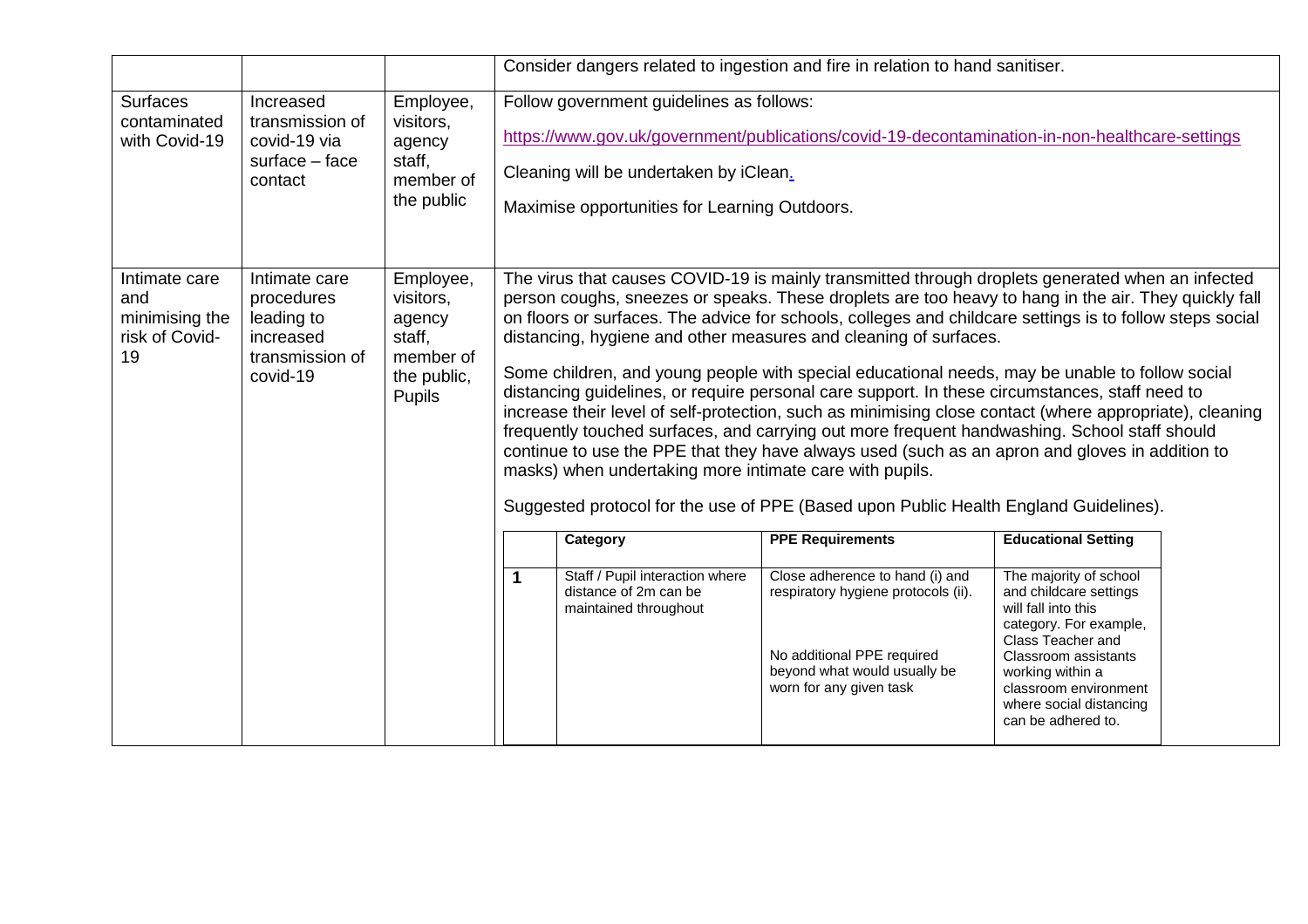| | | | |
|---|---|---|---|
| | | | Consider dangers related to ingestion and fire in relation to hand sanitiser. |
| Surfaces contaminated with Covid-19 | Increased transmission of covid-19 via surface – face contact | Employee, visitors, agency staff, member of the public | Follow government guidelines as follows:<br><br>https://www.gov.uk/government/publications/covid-19-decontamination-in-non-healthcare-settings<br><br>Cleaning will be undertaken by iClean.<br><br>Maximise opportunities for Learning Outdoors. |
| Intimate care and minimising the risk of Covid-19 | Intimate care procedures leading to increased transmission of covid-19 | Employee, visitors, agency staff, member of the public, Pupils | The virus that causes COVID-19 is mainly transmitted through droplets generated when an infected person coughs, sneezes or speaks. These droplets are too heavy to hang in the air. They quickly fall on floors or surfaces. The advice for schools, colleges and childcare settings is to follow steps social distancing, hygiene and other measures and cleaning of surfaces.<br><br>Some children, and young people with special educational needs, may be unable to follow social distancing guidelines, or require personal care support. In these circumstances, staff need to increase their level of self-protection, such as minimising close contact (where appropriate), cleaning frequently touched surfaces, and carrying out more frequent handwashing. School staff should continue to use the PPE that they have always used (such as an apron and gloves in addition to masks) when undertaking more intimate care with pupils.<br><br>Suggested protocol for the use of PPE (Based upon Public Health England Guidelines). |

| | Category | PPE Requirements | Educational Setting |
|---|---|---|---|
| **1** | Staff / Pupil interaction where distance of 2m can be maintained throughout | Close adherence to hand (i) and respiratory hygiene protocols (ii).<br><br>No additional PPE required beyond what would usually be worn for any given task | The majority of school and childcare settings will fall into this category. For example, Class Teacher and Classroom assistants working within a classroom environment where social distancing can be adhered to. |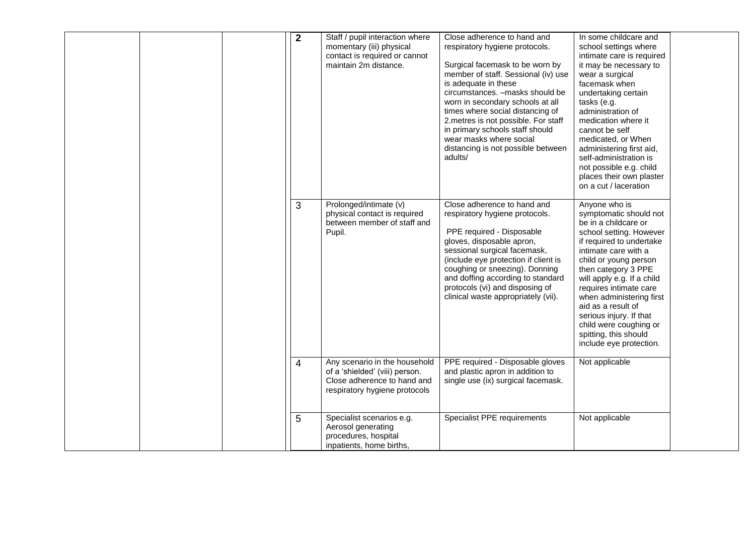| | | | | | | | |
|---|---|---|---|---|---|---|---|
| | | | **2** | Staff / pupil interaction where momentary (iii) physical contact is required or cannot maintain 2m distance. | Close adherence to hand and respiratory hygiene protocols.<br><br>Surgical facemask to be worn by member of staff. Sessional (iv) use is adequate in these circumstances. –masks should be worn in secondary schools at all times where social distancing of 2.metres is not possible. For staff in primary schools staff should wear masks where social distancing is not possible between adults/ | In some childcare and school settings where intimate care is required it may be necessary to wear a surgical facemask when undertaking certain tasks (e.g. administration of medication where it cannot be self medicated, or When administering first aid, self-administration is not possible e.g. child places their own plaster on a cut / laceration | |
| | | | 3 | Prolonged/intimate (v) physical contact is required between member of staff and Pupil. | Close adherence to hand and respiratory hygiene protocols.<br><br>PPE required - Disposable gloves, disposable apron, sessional surgical facemask, (include eye protection if client is coughing or sneezing). Donning and doffing according to standard protocols (vi) and disposing of clinical waste appropriately (vii). | Anyone who is symptomatic should not be in a childcare or school setting. However if required to undertake intimate care with a child or young person then category 3 PPE will apply e.g. If a child requires intimate care when administering first aid as a result of serious injury. If that child were coughing or spitting, this should include eye protection. | |
| | | | 4 | Any scenario in the household of a 'shielded' (viii) person. Close adherence to hand and respiratory hygiene protocols | PPE required - Disposable gloves and plastic apron in addition to single use (ix) surgical facemask. | Not applicable | |
| | | | 5 | Specialist scenarios e.g. Aerosol generating procedures, hospital inpatients, home births, | Specialist PPE requirements | Not applicable | |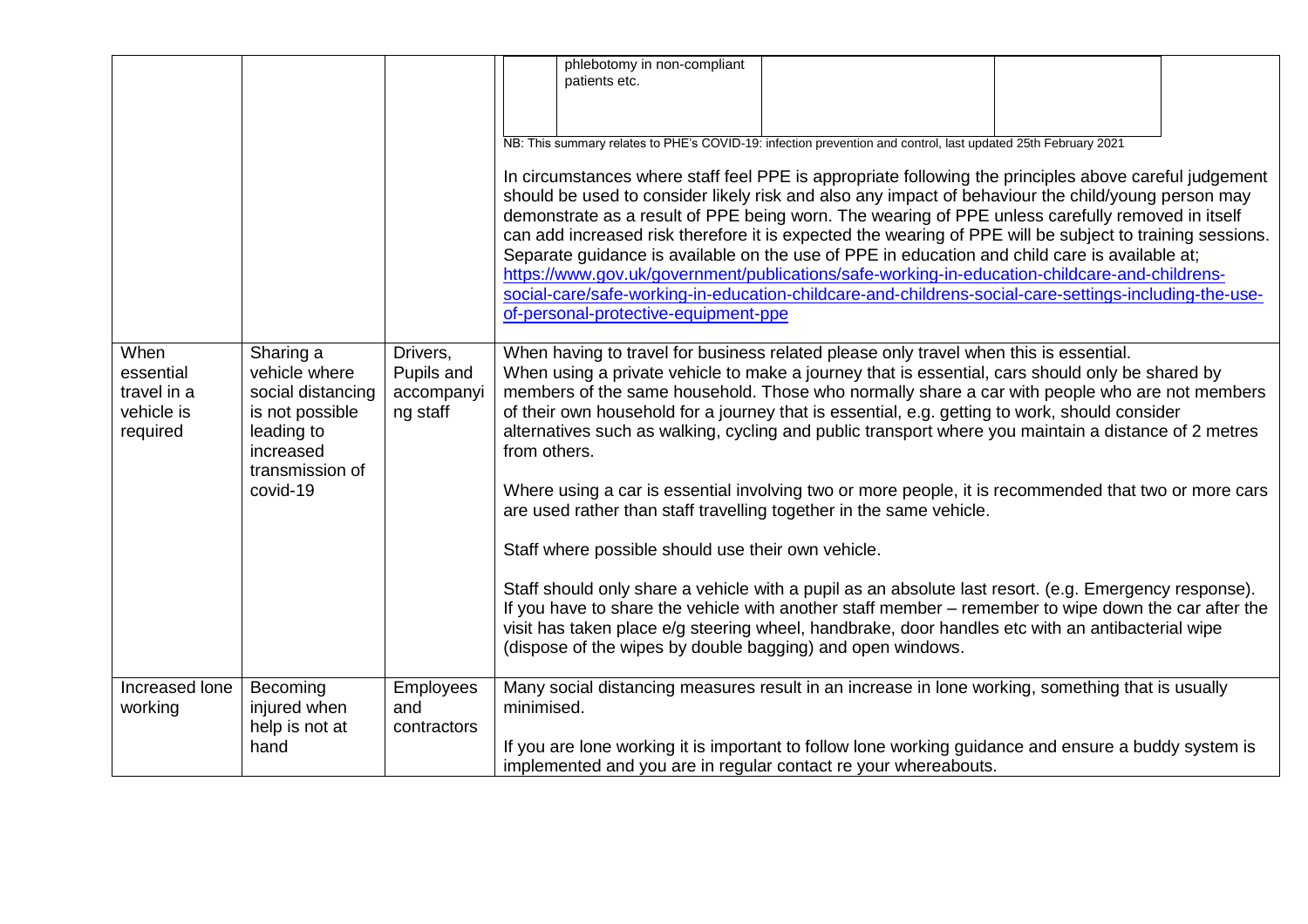| | | | | | | |
|---|---|---|---|---|---|---|
| | | | phlebotomy in non-compliant patients etc.<br><br>NB: This summary relates to PHE's COVID-19: infection prevention and control, last updated 25th February 2021<br><br>In circumstances where staff feel PPE is appropriate following the principles above careful judgement should be used to consider likely risk and also any impact of behaviour the child/young person may demonstrate as a result of PPE being worn. The wearing of PPE unless carefully removed in itself can add increased risk therefore it is expected the wearing of PPE will be subject to training sessions. Separate guidance is available on the use of PPE in education and child care is available at; https://www.gov.uk/government/publications/safe-working-in-education-childcare-and-childrens-social-care/safe-working-in-education-childcare-and-childrens-social-care-settings-including-the-use-of-personal-protective-equipment-ppe | | | |
| When essential travel in a vehicle is required | Sharing a vehicle where social distancing is not possible leading to increased transmission of covid-19 | Drivers, Pupils and accompanying staff | When having to travel for business related please only travel when this is essential.<br>When using a private vehicle to make a journey that is essential, cars should only be shared by members of the same household. Those who normally share a car with people who are not members of their own household for a journey that is essential, e.g. getting to work, should consider alternatives such as walking, cycling and public transport where you maintain a distance of 2 metres from others.<br><br>Where using a car is essential involving two or more people, it is recommended that two or more cars are used rather than staff travelling together in the same vehicle.<br><br>Staff where possible should use their own vehicle.<br><br>Staff should only share a vehicle with a pupil as an absolute last resort. (e.g. Emergency response). If you have to share the vehicle with another staff member – remember to wipe down the car after the visit has taken place e/g steering wheel, handbrake, door handles etc with an antibacterial wipe (dispose of the wipes by double bagging) and open windows. | | | |
| Increased lone working | Becoming injured when help is not at hand | Employees and contractors | Many social distancing measures result in an increase in lone working, something that is usually minimised.<br><br>If you are lone working it is important to follow lone working guidance and ensure a buddy system is implemented and you are in regular contact re your whereabouts. | | | |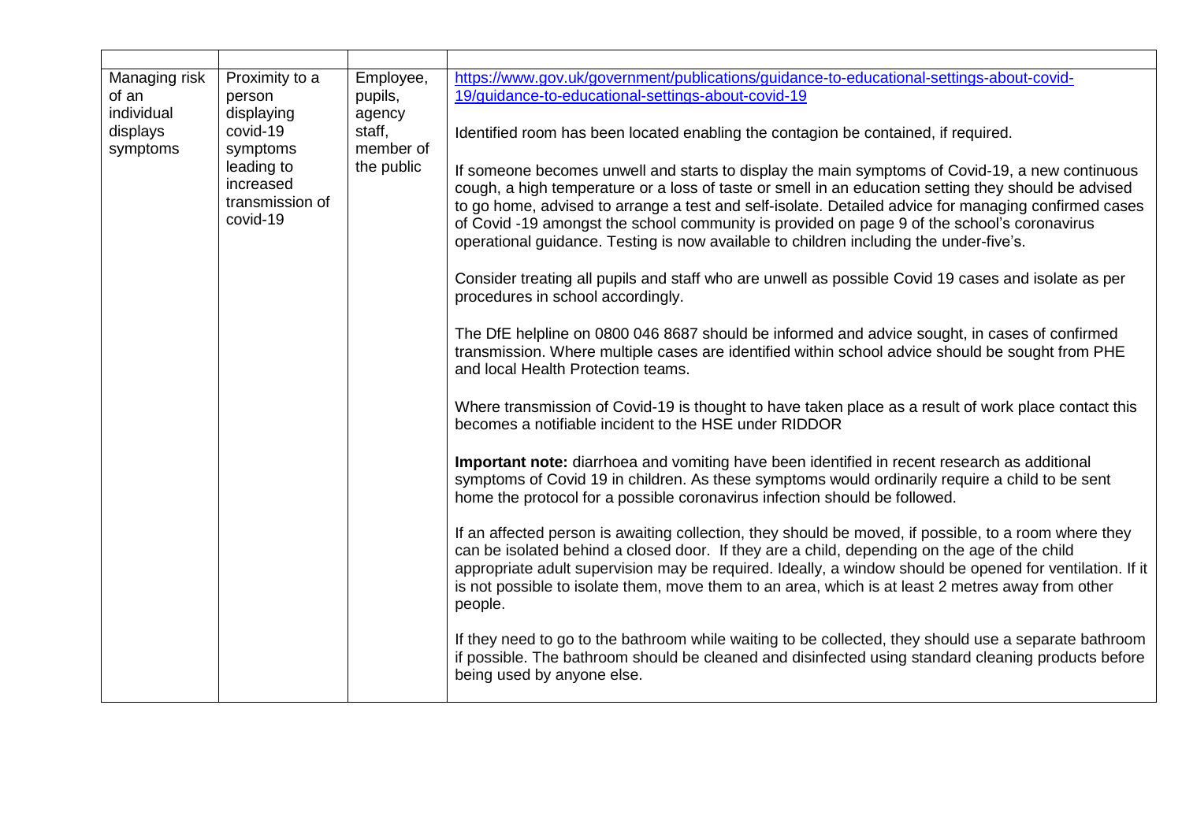| | | | |
|---|---|---|---|
| Managing risk of an individual displays symptoms | Proximity to a person displaying covid-19 symptoms leading to increased transmission of covid-19 | Employee, pupils, agency staff, member of the public | https://www.gov.uk/government/publications/guidance-to-educational-settings-about-covid-19/guidance-to-educational-settings-about-covid-19<br><br>Identified room has been located enabling the contagion be contained, if required.<br><br>If someone becomes unwell and starts to display the main symptoms of Covid-19, a new continuous cough, a high temperature or a loss of taste or smell in an education setting they should be advised to go home, advised to arrange a test and self-isolate. Detailed advice for managing confirmed cases of Covid -19 amongst the school community is provided on page 9 of the school's coronavirus operational guidance. Testing is now available to children including the under-five's.<br><br>Consider treating all pupils and staff who are unwell as possible Covid 19 cases and isolate as per procedures in school accordingly.<br><br>The DfE helpline on 0800 046 8687 should be informed and advice sought, in cases of confirmed transmission. Where multiple cases are identified within school advice should be sought from PHE and local Health Protection teams.<br><br>Where transmission of Covid-19 is thought to have taken place as a result of work place contact this becomes a notifiable incident to the HSE under RIDDOR<br><br>**Important note:** diarrhoea and vomiting have been identified in recent research as additional symptoms of Covid 19 in children. As these symptoms would ordinarily require a child to be sent home the protocol for a possible coronavirus infection should be followed.<br><br>If an affected person is awaiting collection, they should be moved, if possible, to a room where they can be isolated behind a closed door. If they are a child, depending on the age of the child appropriate adult supervision may be required. Ideally, a window should be opened for ventilation. If it is not possible to isolate them, move them to an area, which is at least 2 metres away from other people.<br><br>If they need to go to the bathroom while waiting to be collected, they should use a separate bathroom if possible. The bathroom should be cleaned and disinfected using standard cleaning products before being used by anyone else. |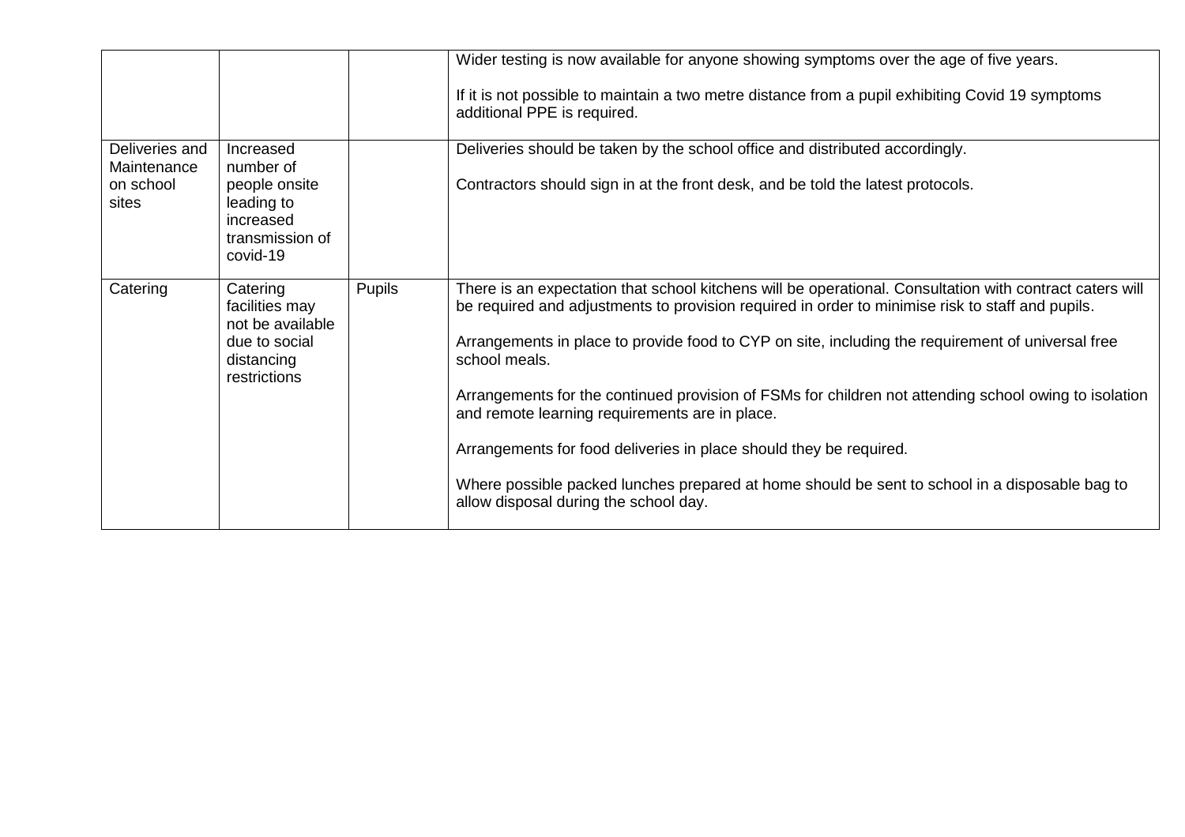| | | | |
|---|---|---|---|
| | | | Wider testing is now available for anyone showing symptoms over the age of five years.<br><br>If it is not possible to maintain a two metre distance from a pupil exhibiting Covid 19 symptoms additional PPE is required. |
| Deliveries and Maintenance on school sites | Increased number of people onsite leading to increased transmission of covid-19 | | Deliveries should be taken by the school office and distributed accordingly.<br><br>Contractors should sign in at the front desk, and be told the latest protocols. |
| Catering | Catering facilities may not be available due to social distancing restrictions | Pupils | There is an expectation that school kitchens will be operational. Consultation with contract caters will be required and adjustments to provision required in order to minimise risk to staff and pupils.<br><br>Arrangements in place to provide food to CYP on site, including the requirement of universal free school meals.<br><br>Arrangements for the continued provision of FSMs for children not attending school owing to isolation and remote learning requirements are in place.<br><br>Arrangements for food deliveries in place should they be required.<br><br>Where possible packed lunches prepared at home should be sent to school in a disposable bag to allow disposal during the school day. |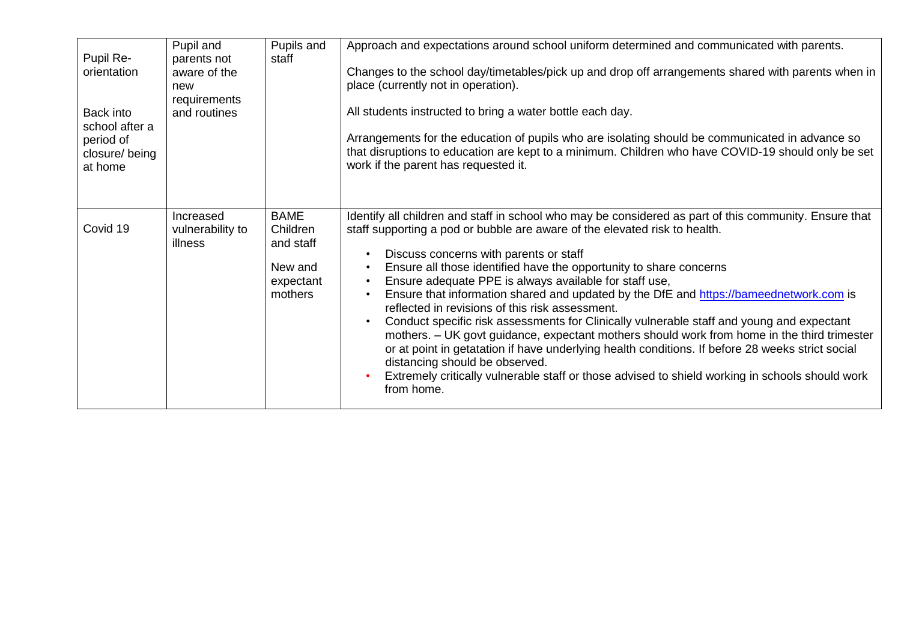| | | | |
|---|---|---|---|
| Pupil Re-orientation<br><br>Back into school after a period of closure/ being at home | Pupil and parents not aware of the new requirements and routines | Pupils and staff | Approach and expectations around school uniform determined and communicated with parents.<br><br>Changes to the school day/timetables/pick up and drop off arrangements shared with parents when in place (currently not in operation).<br><br>All students instructed to bring a water bottle each day.<br><br>Arrangements for the education of pupils who are isolating should be communicated in advance so that disruptions to education are kept to a minimum. Children who have COVID-19 should only be set work if the parent has requested it. |
| Covid 19 | Increased vulnerability to illness | BAME Children and staff<br><br>New and expectant mothers | Identify all children and staff in school who may be considered as part of this community. Ensure that staff supporting a pod or bubble are aware of the elevated risk to health.<br><br>• Discuss concerns with parents or staff<br>• Ensure all those identified have the opportunity to share concerns<br>• Ensure adequate PPE is always available for staff use,<br>• Ensure that information shared and updated by the DfE and https://bameednetwork.com is reflected in revisions of this risk assessment.<br>• Conduct specific risk assessments for Clinically vulnerable staff and young and expectant mothers. – UK govt guidance, expectant mothers should work from home in the third trimester or at point in getatation if have underlying health conditions. If before 28 weeks strict social distancing should be observed.<br>• Extremely critically vulnerable staff or those advised to shield working in schools should work from home. |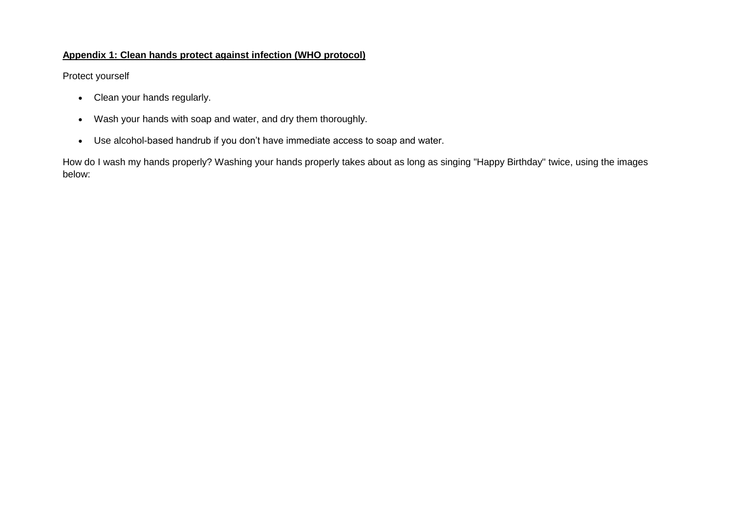**Appendix 1: Clean hands protect against infection (WHO protocol)**

Protect yourself

- Clean your hands regularly.
- Wash your hands with soap and water, and dry them thoroughly.
- Use alcohol-based handrub if you don't have immediate access to soap and water.

How do I wash my hands properly? Washing your hands properly takes about as long as singing "Happy Birthday" twice, using the images below: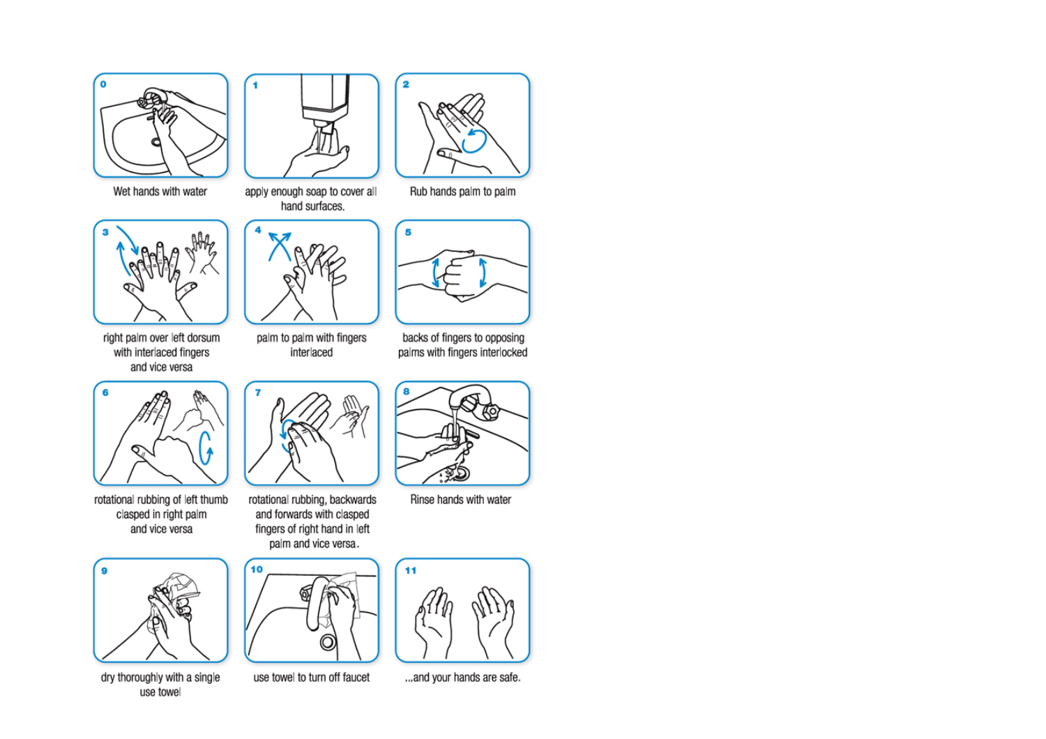0 Wet hands with water

1 apply enough soap to cover all hand surfaces.

2 Rub hands palm to palm

3 right palm over left dorsum with interlaced fingers and vice versa

4 palm to palm with fingers interlaced

5 backs of fingers to opposing palms with fingers interlocked

6 rotational rubbing of left thumb clasped in right palm and vice versa

7 rotational rubbing, backwards and forwards with clasped fingers of right hand in left palm and vice versa.

8 Rinse hands with water

9 dry thoroughly with a single use towel

10 use towel to turn off faucet

11 ...and your hands are safe.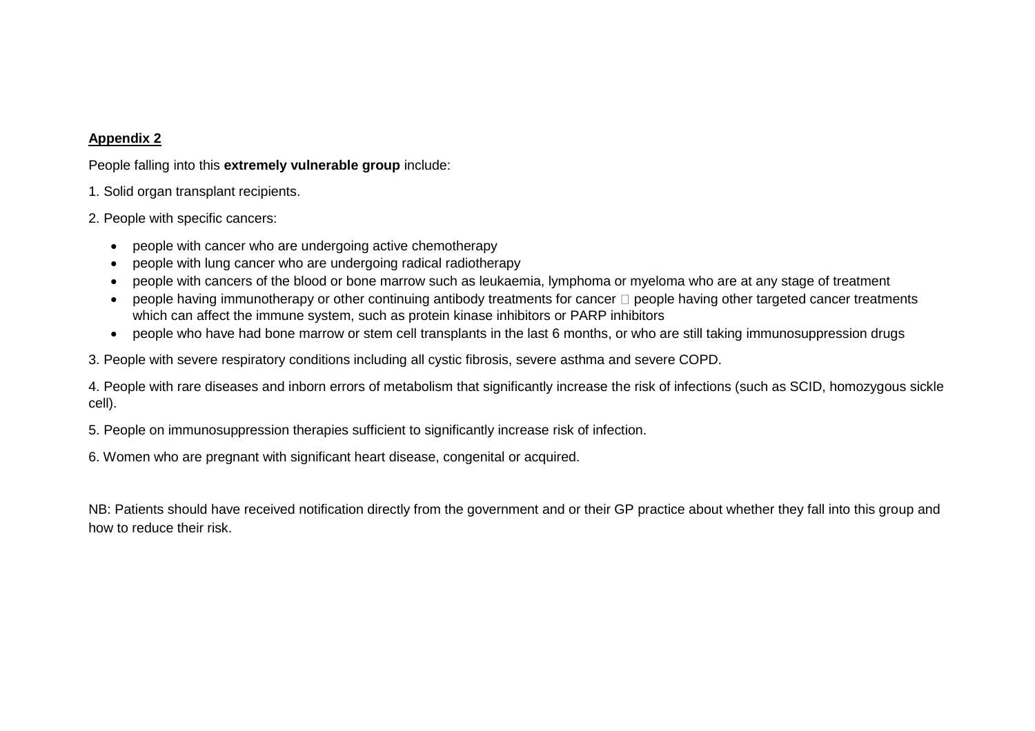**Appendix 2**

People falling into this **extremely vulnerable group** include:

1. Solid organ transplant recipients.

2. People with specific cancers:

- people with cancer who are undergoing active chemotherapy
- people with lung cancer who are undergoing radical radiotherapy
- people with cancers of the blood or bone marrow such as leukaemia, lymphoma or myeloma who are at any stage of treatment
- people having immunotherapy or other continuing antibody treatments for cancer  people having other targeted cancer treatments which can affect the immune system, such as protein kinase inhibitors or PARP inhibitors
- people who have had bone marrow or stem cell transplants in the last 6 months, or who are still taking immunosuppression drugs

3. People with severe respiratory conditions including all cystic fibrosis, severe asthma and severe COPD.

4. People with rare diseases and inborn errors of metabolism that significantly increase the risk of infections (such as SCID, homozygous sickle cell).

5. People on immunosuppression therapies sufficient to significantly increase risk of infection.

6. Women who are pregnant with significant heart disease, congenital or acquired.

NB: Patients should have received notification directly from the government and or their GP practice about whether they fall into this group and how to reduce their risk.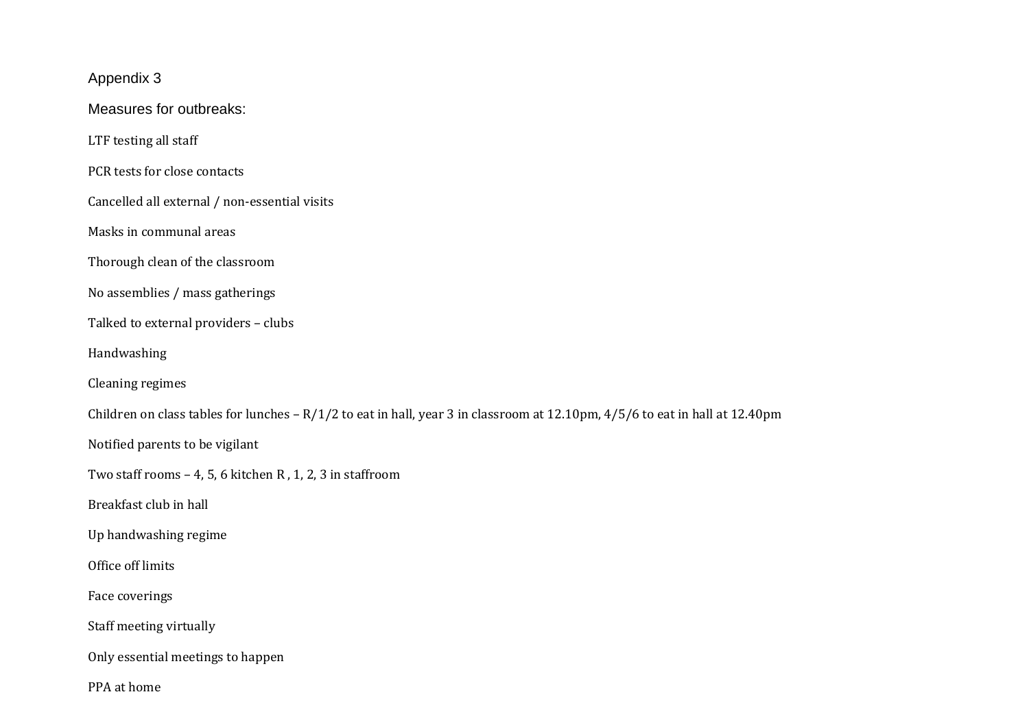Appendix 3

Measures for outbreaks:

LTF testing all staff

PCR tests for close contacts

Cancelled all external / non-essential visits

Masks in communal areas

Thorough clean of the classroom

No assemblies / mass gatherings

Talked to external providers – clubs

Handwashing

Cleaning regimes

Children on class tables for lunches – R/1/2 to eat in hall, year 3 in classroom at 12.10pm, 4/5/6 to eat in hall at 12.40pm

Notified parents to be vigilant

Two staff rooms – 4, 5, 6 kitchen R , 1, 2, 3 in staffroom

Breakfast club in hall

Up handwashing regime

Office off limits

Face coverings

Staff meeting virtually

Only essential meetings to happen

PPA at home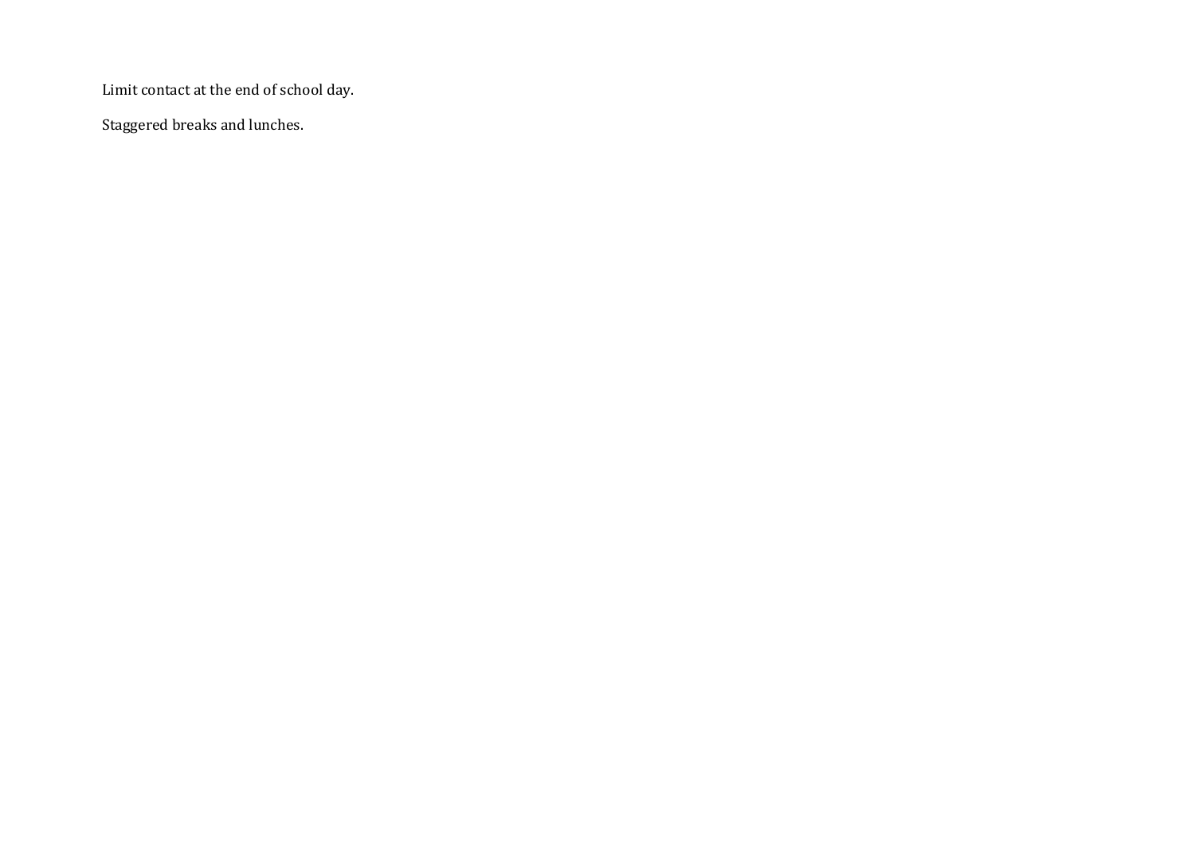Limit contact at the end of school day.

Staggered breaks and lunches.